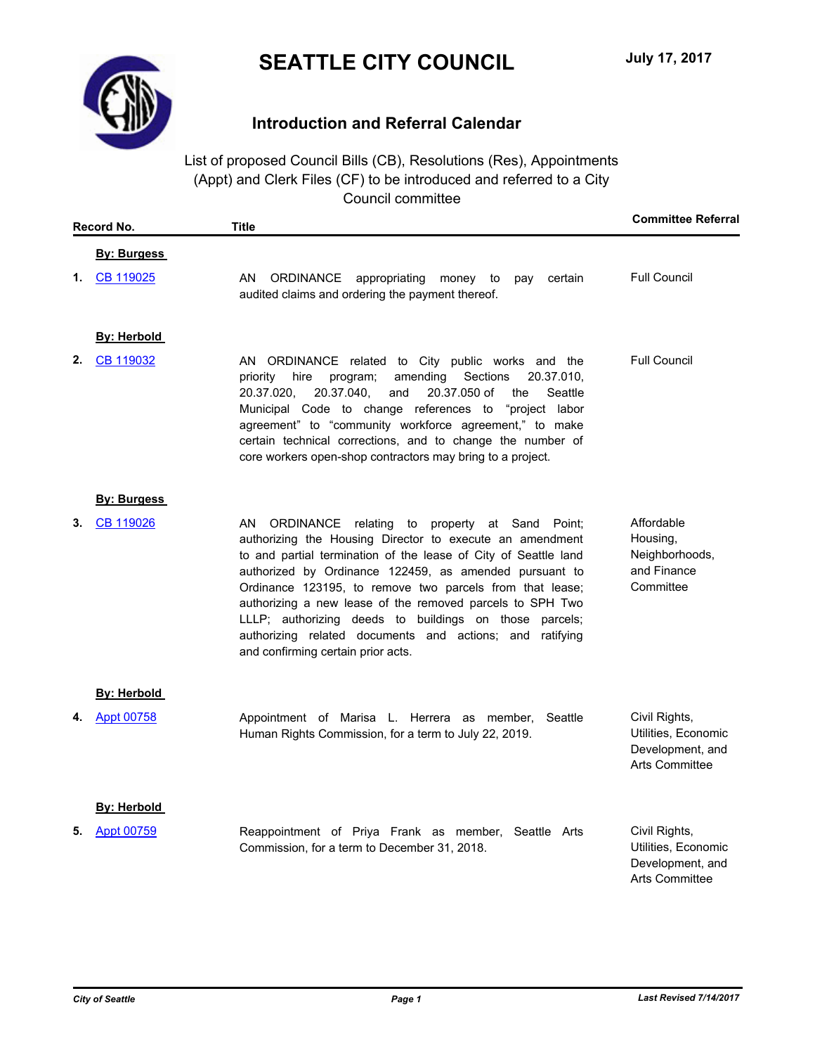# SEATTLE CITY COUNCIL

July 17, 2017

## Introduction and Referral Calendar

List of proposed Council Bills (CB), Resolutions (Res), Appointments (Appt) and Clerk Files (CF) to be introduced and referred to a City Council committee

| | Record No. | Title | Committee Referral |
|---|---|---|---|
| | **By: Burgess** | | |
| **1.** | CB 119025 | AN ORDINANCE appropriating money to pay certain audited claims and ordering the payment thereof. | Full Council |
| | **By: Herbold** | | |
| **2.** | CB 119032 | AN ORDINANCE related to City public works and the priority hire program; amending Sections 20.37.010, 20.37.020, 20.37.040, and 20.37.050 of the Seattle Municipal Code to change references to "project labor agreement" to "community workforce agreement," to make certain technical corrections, and to change the number of core workers open-shop contractors may bring to a project. | Full Council |
| | **By: Burgess** | | |
| **3.** | CB 119026 | AN ORDINANCE relating to property at Sand Point; authorizing the Housing Director to execute an amendment to and partial termination of the lease of City of Seattle land authorized by Ordinance 122459, as amended pursuant to Ordinance 123195, to remove two parcels from that lease; authorizing a new lease of the removed parcels to SPH Two LLLP; authorizing deeds to buildings on those parcels; authorizing related documents and actions; and ratifying and confirming certain prior acts. | Affordable Housing, Neighborhoods, and Finance Committee |
| | **By: Herbold** | | |
| **4.** | Appt 00758 | Appointment of Marisa L. Herrera as member, Seattle Human Rights Commission, for a term to July 22, 2019. | Civil Rights, Utilities, Economic Development, and Arts Committee |
| | **By: Herbold** | | |
| **5.** | Appt 00759 | Reappointment of Priya Frank as member, Seattle Arts Commission, for a term to December 31, 2018. | Civil Rights, Utilities, Economic Development, and Arts Committee |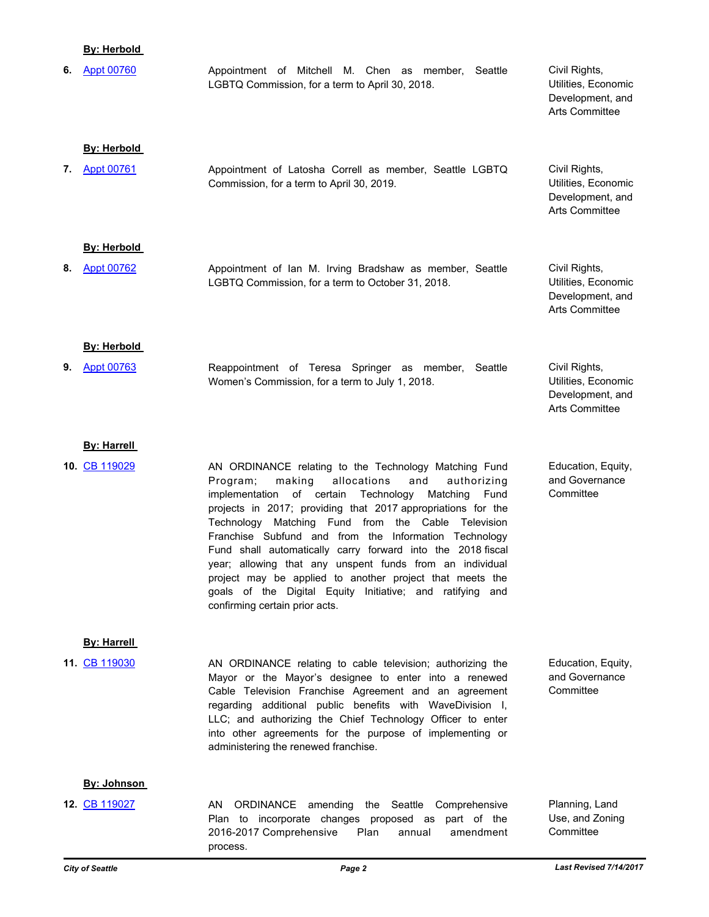**By: Herbold**

| | | | |
|---|---|---|---|
| 6. | Appt 00760 | Appointment of Mitchell M. Chen as member, Seattle LGBTQ Commission, for a term to April 30, 2018. | Civil Rights, Utilities, Economic Development, and Arts Committee |

**By: Herbold**

| | | | |
|---|---|---|---|
| 7. | Appt 00761 | Appointment of Latosha Correll as member, Seattle LGBTQ Commission, for a term to April 30, 2019. | Civil Rights, Utilities, Economic Development, and Arts Committee |

**By: Herbold**

| | | | |
|---|---|---|---|
| 8. | Appt 00762 | Appointment of Ian M. Irving Bradshaw as member, Seattle LGBTQ Commission, for a term to October 31, 2018. | Civil Rights, Utilities, Economic Development, and Arts Committee |

**By: Herbold**

| | | | |
|---|---|---|---|
| 9. | Appt 00763 | Reappointment of Teresa Springer as member, Seattle Women's Commission, for a term to July 1, 2018. | Civil Rights, Utilities, Economic Development, and Arts Committee |

**By: Harrell**

| | | | |
|---|---|---|---|
| 10. | CB 119029 | AN ORDINANCE relating to the Technology Matching Fund Program; making allocations and authorizing implementation of certain Technology Matching Fund projects in 2017; providing that 2017 appropriations for the Technology Matching Fund from the Cable Television Franchise Subfund and from the Information Technology Fund shall automatically carry forward into the 2018 fiscal year; allowing that any unspent funds from an individual project may be applied to another project that meets the goals of the Digital Equity Initiative; and ratifying and confirming certain prior acts. | Education, Equity, and Governance Committee |

**By: Harrell**

| | | | |
|---|---|---|---|
| 11. | CB 119030 | AN ORDINANCE relating to cable television; authorizing the Mayor or the Mayor's designee to enter into a renewed Cable Television Franchise Agreement and an agreement regarding additional public benefits with WaveDivision I, LLC; and authorizing the Chief Technology Officer to enter into other agreements for the purpose of implementing or administering the renewed franchise. | Education, Equity, and Governance Committee |

**By: Johnson**

| | | | |
|---|---|---|---|
| 12. | CB 119027 | AN ORDINANCE amending the Seattle Comprehensive Plan to incorporate changes proposed as part of the 2016-2017 Comprehensive Plan annual amendment process. | Planning, Land Use, and Zoning Committee |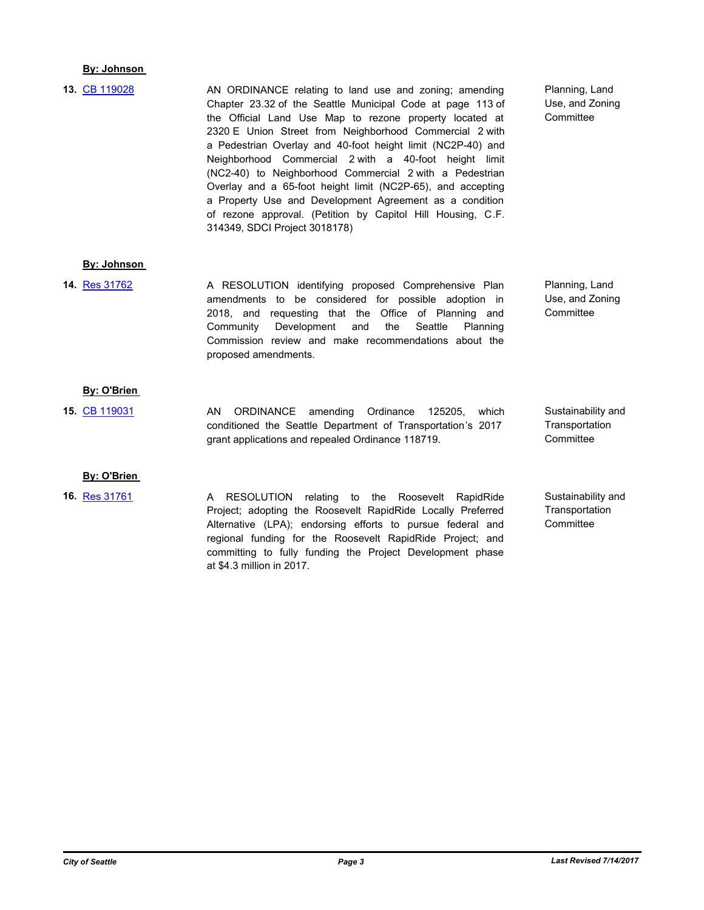**By: Johnson**

**13.** CB 119028

AN ORDINANCE relating to land use and zoning; amending Chapter 23.32 of the Seattle Municipal Code at page 113 of the Official Land Use Map to rezone property located at 2320 E Union Street from Neighborhood Commercial 2 with a Pedestrian Overlay and 40-foot height limit (NC2P-40) and Neighborhood Commercial 2 with a 40-foot height limit (NC2-40) to Neighborhood Commercial 2 with a Pedestrian Overlay and a 65-foot height limit (NC2P-65), and accepting a Property Use and Development Agreement as a condition of rezone approval. (Petition by Capitol Hill Housing, C.F. 314349, SDCI Project 3018178)

Planning, Land Use, and Zoning Committee

**By: Johnson**

**14.** Res 31762

A RESOLUTION identifying proposed Comprehensive Plan amendments to be considered for possible adoption in 2018, and requesting that the Office of Planning and Community Development and the Seattle Planning Commission review and make recommendations about the proposed amendments.

Planning, Land Use, and Zoning Committee

**By: O'Brien**

**15.** CB 119031

AN ORDINANCE amending Ordinance 125205, which conditioned the Seattle Department of Transportation's 2017 grant applications and repealed Ordinance 118719.

Sustainability and Transportation Committee

**By: O'Brien**

**16.** Res 31761

A RESOLUTION relating to the Roosevelt RapidRide Project; adopting the Roosevelt RapidRide Locally Preferred Alternative (LPA); endorsing efforts to pursue federal and regional funding for the Roosevelt RapidRide Project; and committing to fully funding the Project Development phase at $4.3 million in 2017.

Sustainability and Transportation Committee